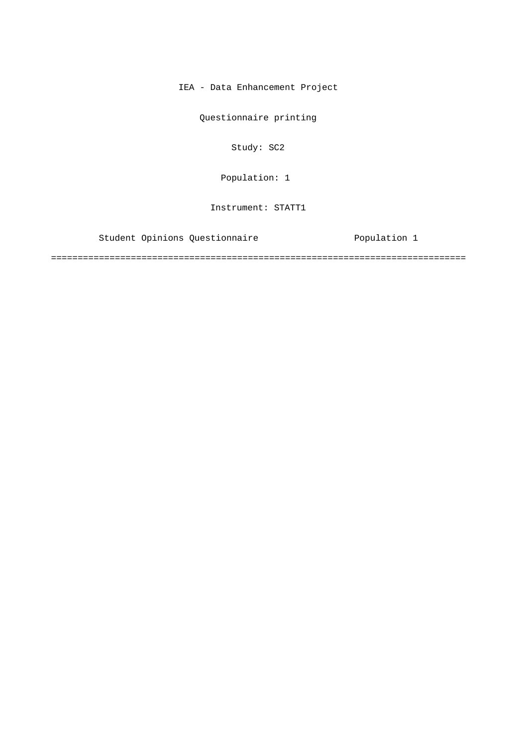IEA - Data Enhancement Project

Questionnaire printing

Study: SC2

Population: 1

Instrument: STATT1

Student Opinions Questionnaire Population 1

===============================================================================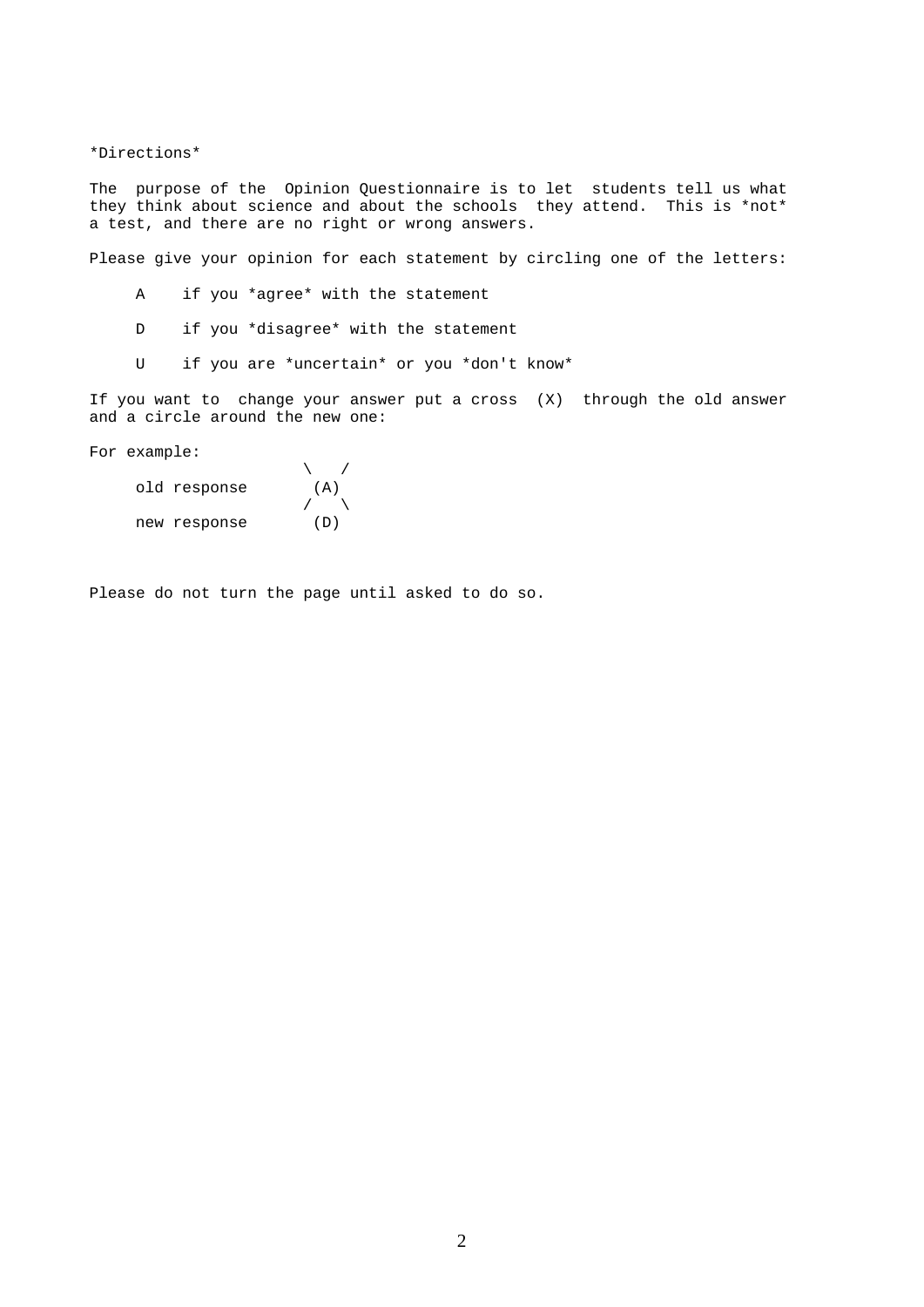*Directions*

The purpose of the Opinion Questionnaire is to let students tell us what they think about science and about the schools they attend. This is *not* a test, and there are no right or wrong answers.

Please give your opinion for each statement by circling one of the letters:

- A if you *agree* with the statement
- D if you *disagree* with the statement
- U if you are *uncertain* or you *don't know*

If you want to change your answer put a cross (X) through the old answer and a circle around the new one:

For example:

```
                  \   /
    old response   (A)
                  /   \
    new response   (D)
```

Please do not turn the page until asked to do so.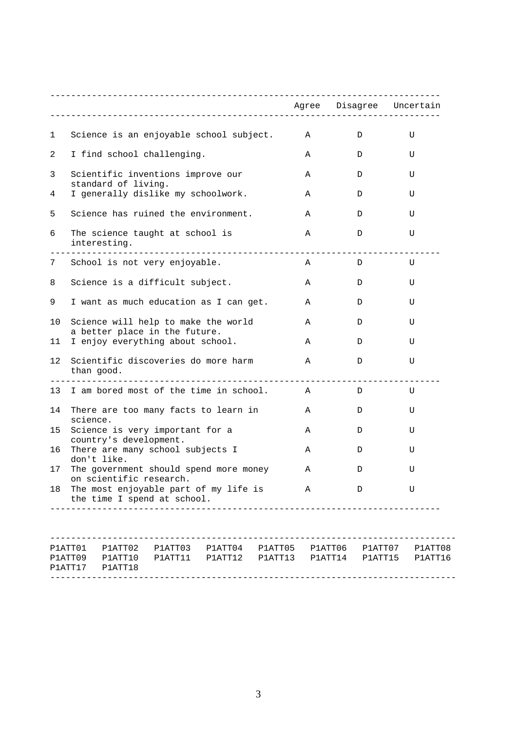| | | Agree | Disagree | Uncertain |
|---|---|---|---|---|
| 1 | Science is an enjoyable school subject. | A | D | U |
| 2 | I find school challenging. | A | D | U |
| 3 | Scientific inventions improve our standard of living. | A | D | U |
| 4 | I generally dislike my schoolwork. | A | D | U |
| 5 | Science has ruined the environment. | A | D | U |
| 6 | The science taught at school is interesting. | A | D | U |
| 7 | School is not very enjoyable. | A | D | U |
| 8 | Science is a difficult subject. | A | D | U |
| 9 | I want as much education as I can get. | A | D | U |
| 10 | Science will help to make the world a better place in the future. | A | D | U |
| 11 | I enjoy everything about school. | A | D | U |
| 12 | Scientific discoveries do more harm than good. | A | D | U |
| 13 | I am bored most of the time in school. | A | D | U |
| 14 | There are too many facts to learn in science. | A | D | U |
| 15 | Science is very important for a country's development. | A | D | U |
| 16 | There are many school subjects I don't like. | A | D | U |
| 17 | The government should spend more money on scientific research. | A | D | U |
| 18 | The most enjoyable part of my life is the time I spend at school. | A | D | U |

P1ATT01 P1ATT02 P1ATT03 P1ATT04 P1ATT05 P1ATT06 P1ATT07 P1ATT08
P1ATT09 P1ATT10 P1ATT11 P1ATT12 P1ATT13 P1ATT14 P1ATT15 P1ATT16
P1ATT17 P1ATT18